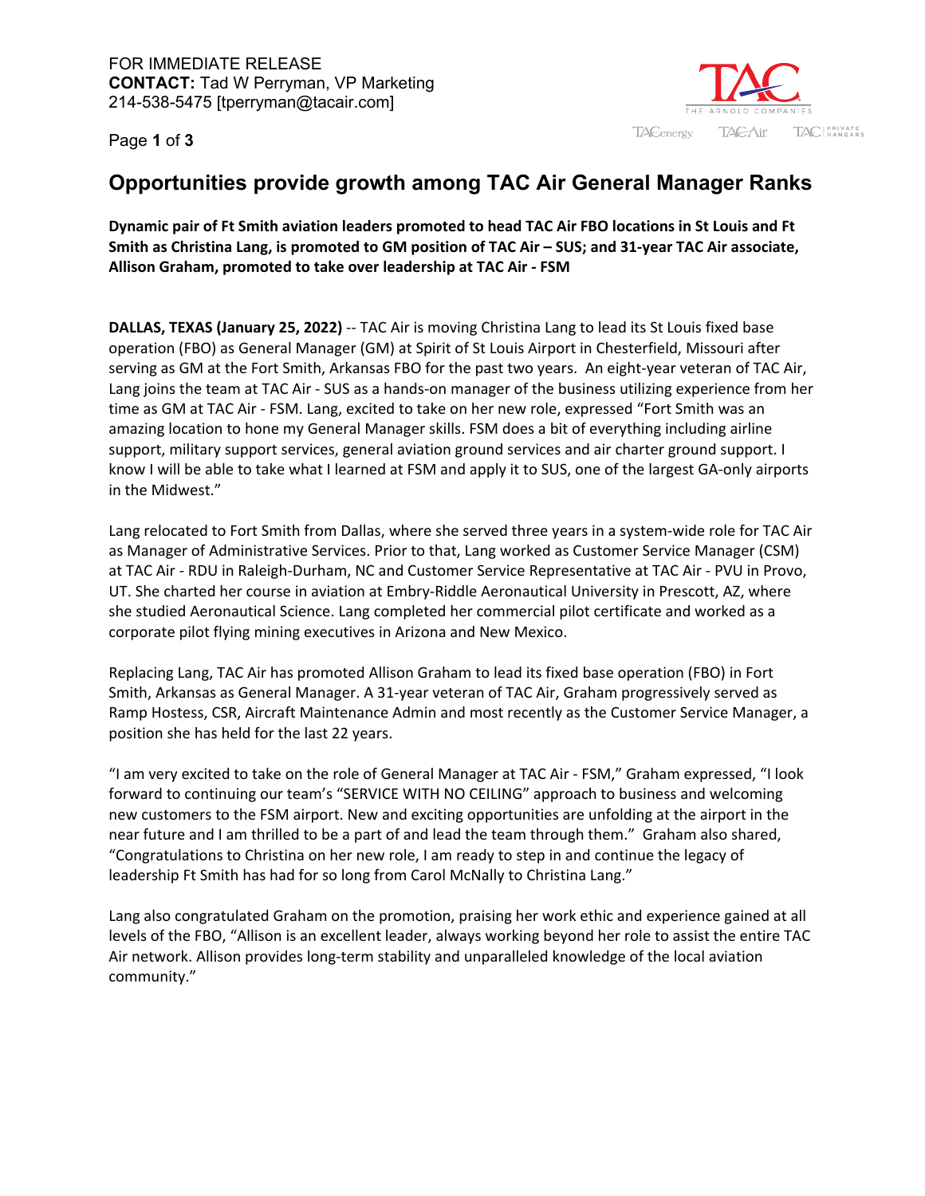FOR IMMEDIATE RELEASE
**CONTACT:** Tad W Perryman, VP Marketing
214-538-5475 [tperryman@tacair.com]

# Opportunities provide growth among TAC Air General Manager Ranks

**Dynamic pair of Ft Smith aviation leaders promoted to head TAC Air FBO locations in St Louis and Ft Smith as Christina Lang, is promoted to GM position of TAC Air – SUS; and 31-year TAC Air associate, Allison Graham, promoted to take over leadership at TAC Air - FSM**

**DALLAS, TEXAS (January 25, 2022)** -- TAC Air is moving Christina Lang to lead its St Louis fixed base operation (FBO) as General Manager (GM) at Spirit of St Louis Airport in Chesterfield, Missouri after serving as GM at the Fort Smith, Arkansas FBO for the past two years. An eight-year veteran of TAC Air, Lang joins the team at TAC Air - SUS as a hands-on manager of the business utilizing experience from her time as GM at TAC Air - FSM. Lang, excited to take on her new role, expressed "Fort Smith was an amazing location to hone my General Manager skills. FSM does a bit of everything including airline support, military support services, general aviation ground services and air charter ground support. I know I will be able to take what I learned at FSM and apply it to SUS, one of the largest GA-only airports in the Midwest."

Lang relocated to Fort Smith from Dallas, where she served three years in a system-wide role for TAC Air as Manager of Administrative Services. Prior to that, Lang worked as Customer Service Manager (CSM) at TAC Air - RDU in Raleigh-Durham, NC and Customer Service Representative at TAC Air - PVU in Provo, UT. She charted her course in aviation at Embry-Riddle Aeronautical University in Prescott, AZ, where she studied Aeronautical Science. Lang completed her commercial pilot certificate and worked as a corporate pilot flying mining executives in Arizona and New Mexico.

Replacing Lang, TAC Air has promoted Allison Graham to lead its fixed base operation (FBO) in Fort Smith, Arkansas as General Manager. A 31-year veteran of TAC Air, Graham progressively served as Ramp Hostess, CSR, Aircraft Maintenance Admin and most recently as the Customer Service Manager, a position she has held for the last 22 years.

"I am very excited to take on the role of General Manager at TAC Air - FSM," Graham expressed, "I look forward to continuing our team's "SERVICE WITH NO CEILING" approach to business and welcoming new customers to the FSM airport. New and exciting opportunities are unfolding at the airport in the near future and I am thrilled to be a part of and lead the team through them." Graham also shared, "Congratulations to Christina on her new role, I am ready to step in and continue the legacy of leadership Ft Smith has had for so long from Carol McNally to Christina Lang."

Lang also congratulated Graham on the promotion, praising her work ethic and experience gained at all levels of the FBO, "Allison is an excellent leader, always working beyond her role to assist the entire TAC Air network. Allison provides long-term stability and unparalleled knowledge of the local aviation community."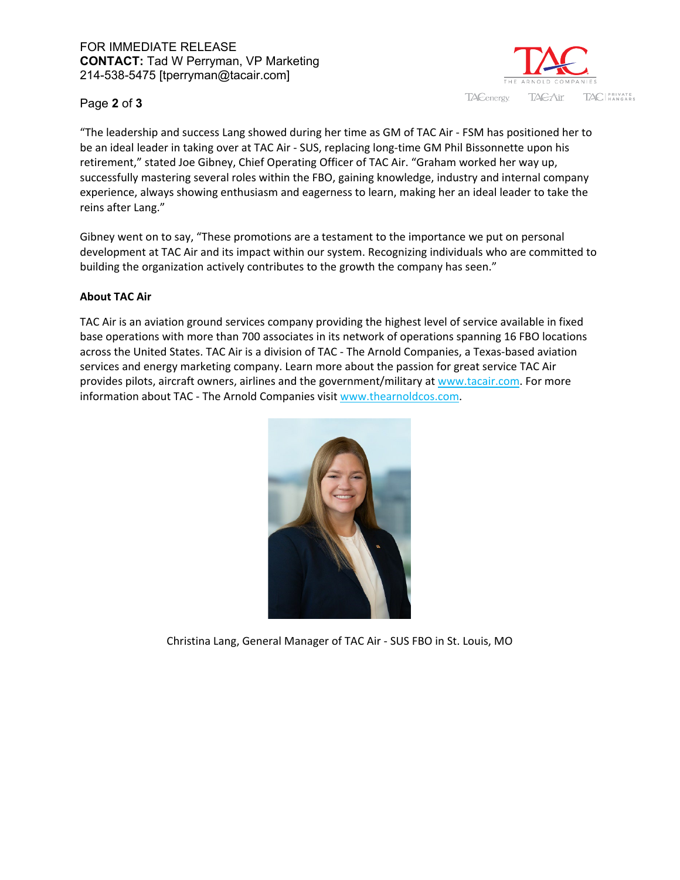"The leadership and success Lang showed during her time as GM of TAC Air - FSM has positioned her to be an ideal leader in taking over at TAC Air - SUS, replacing long-time GM Phil Bissonnette upon his retirement," stated Joe Gibney, Chief Operating Officer of TAC Air. "Graham worked her way up, successfully mastering several roles within the FBO, gaining knowledge, industry and internal company experience, always showing enthusiasm and eagerness to learn, making her an ideal leader to take the reins after Lang."

Gibney went on to say, "These promotions are a testament to the importance we put on personal development at TAC Air and its impact within our system. Recognizing individuals who are committed to building the organization actively contributes to the growth the company has seen."

**About TAC Air**

TAC Air is an aviation ground services company providing the highest level of service available in fixed base operations with more than 700 associates in its network of operations spanning 16 FBO locations across the United States. TAC Air is a division of TAC - The Arnold Companies, a Texas-based aviation services and energy marketing company. Learn more about the passion for great service TAC Air provides pilots, aircraft owners, airlines and the government/military at www.tacair.com. For more information about TAC - The Arnold Companies visit www.thearnoldcos.com.

Christina Lang, General Manager of TAC Air - SUS FBO in St. Louis, MO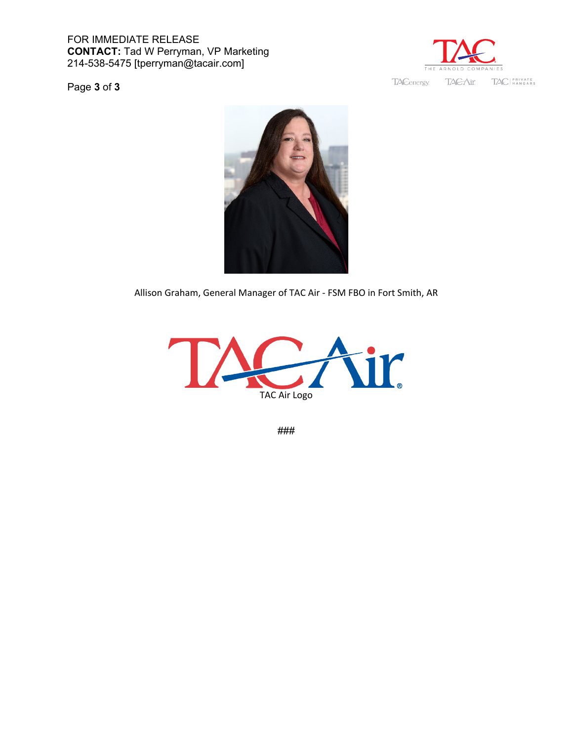Allison Graham, General Manager of TAC Air - FSM FBO in Fort Smith, AR

TAC Air Logo

###